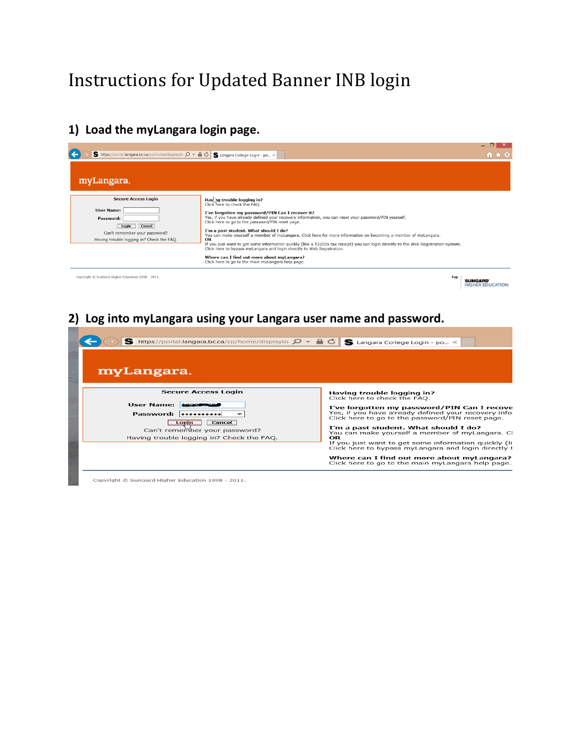# Instructions for Updated Banner INB login

## 1) Load the myLangara login page.

## 2) Log into myLangara using your Langara user name and password.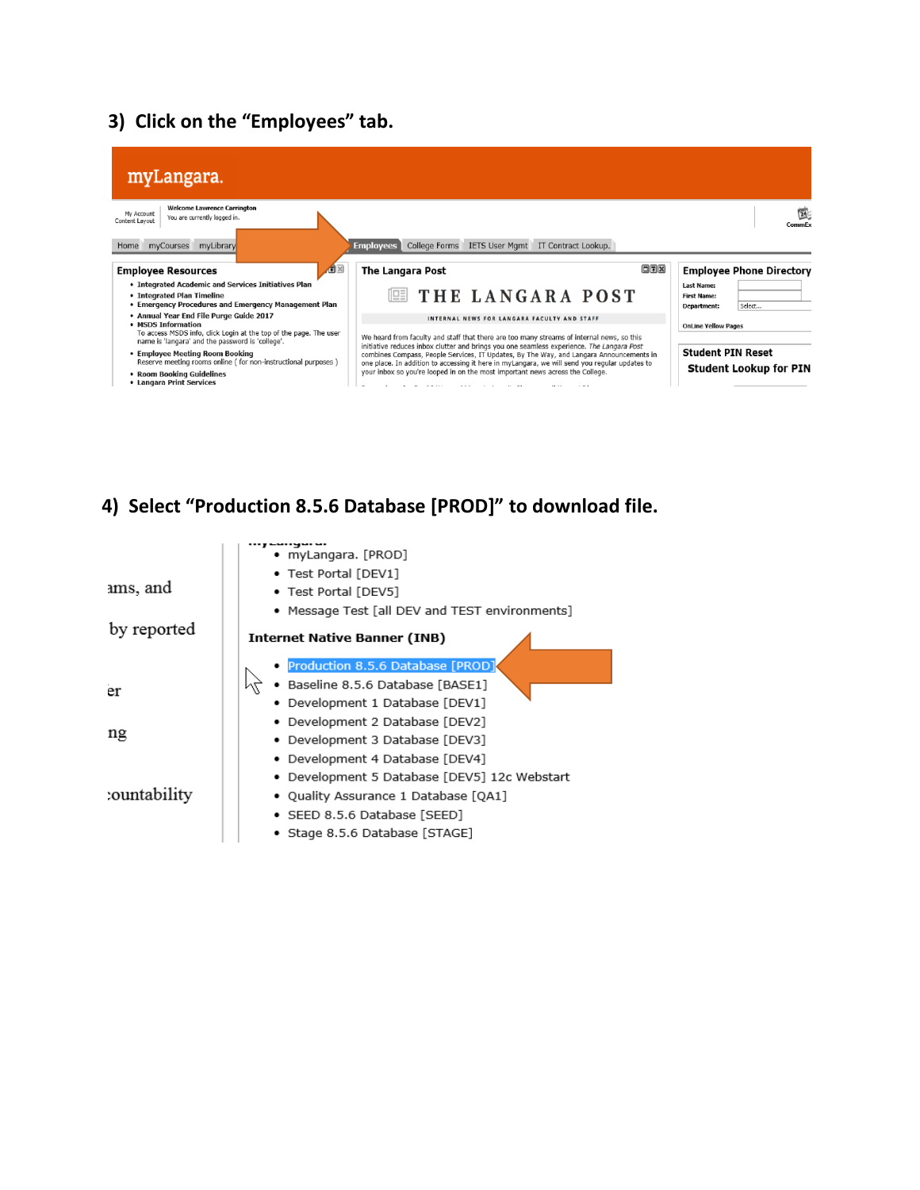3) Click on the "Employees" tab.

4) Select "Production 8.5.6 Database [PROD]" to download file.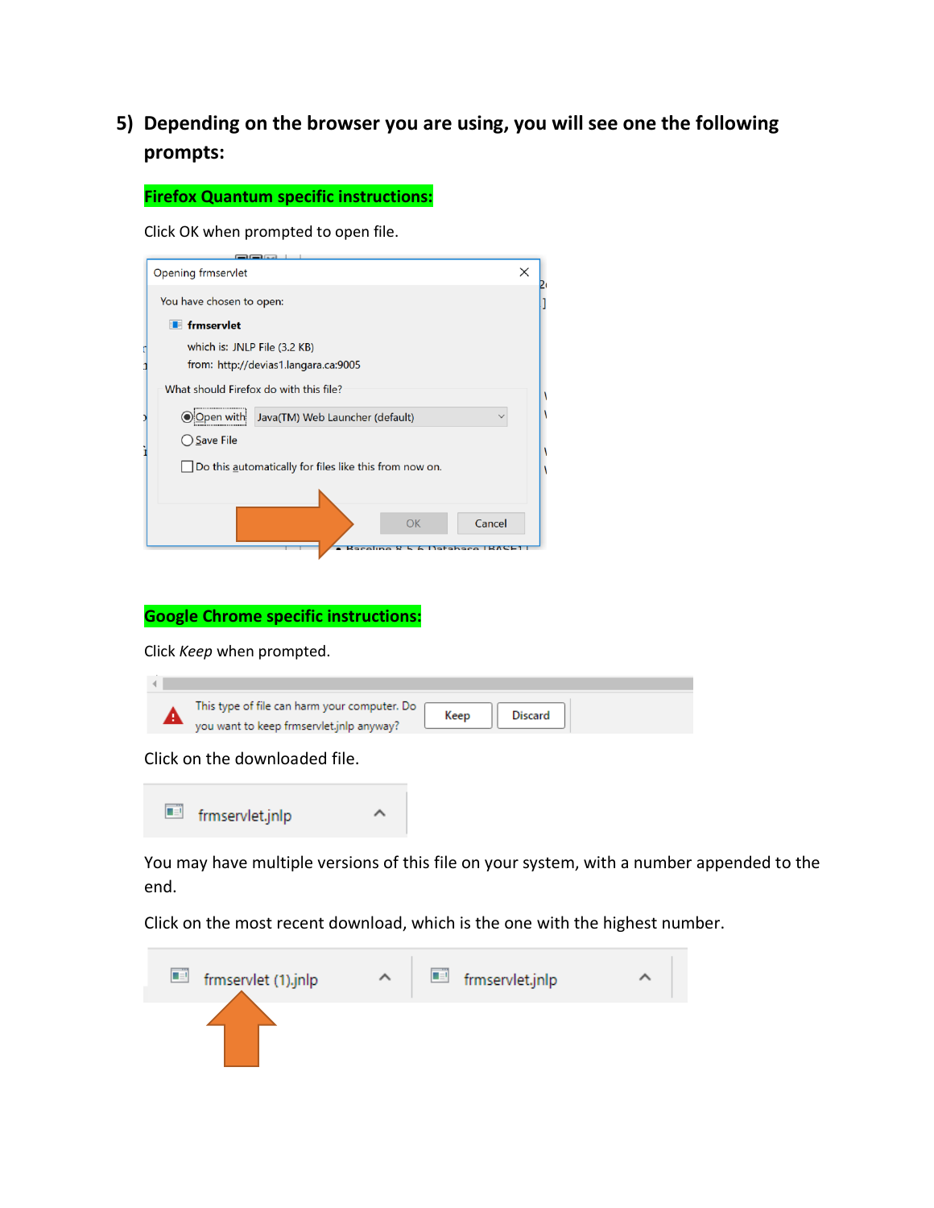5) **Depending on the browser you are using, you will see one the following prompts:**

**Firefox Quantum specific instructions:**

Click OK when prompted to open file.

**Google Chrome specific instructions:**

Click *Keep* when prompted.

Click on the downloaded file.

You may have multiple versions of this file on your system, with a number appended to the end.

Click on the most recent download, which is the one with the highest number.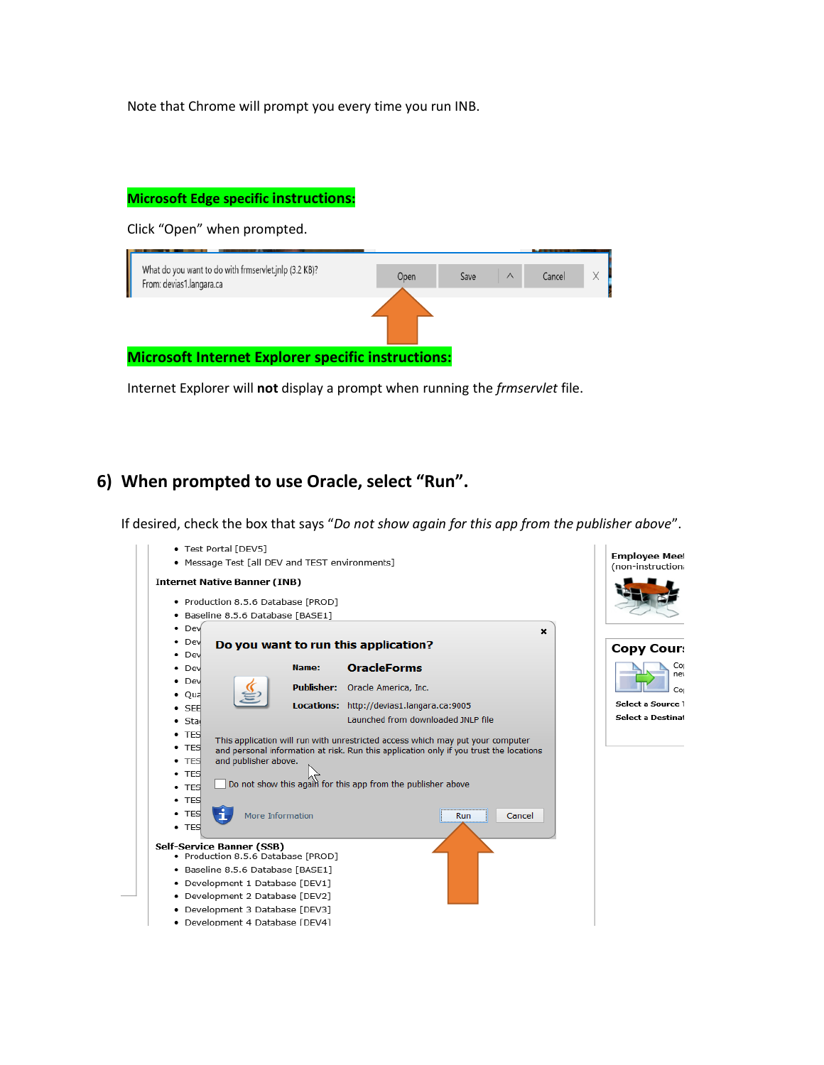Note that Chrome will prompt you every time you run INB.

**Microsoft Edge specific instructions:**

Click “Open” when prompted.

**Microsoft Internet Explorer specific instructions:**

Internet Explorer will **not** display a prompt when running the *frmservlet* file.

## 6) When prompted to use Oracle, select “Run”.

If desired, check the box that says “*Do not show again for this app from the publisher above*”.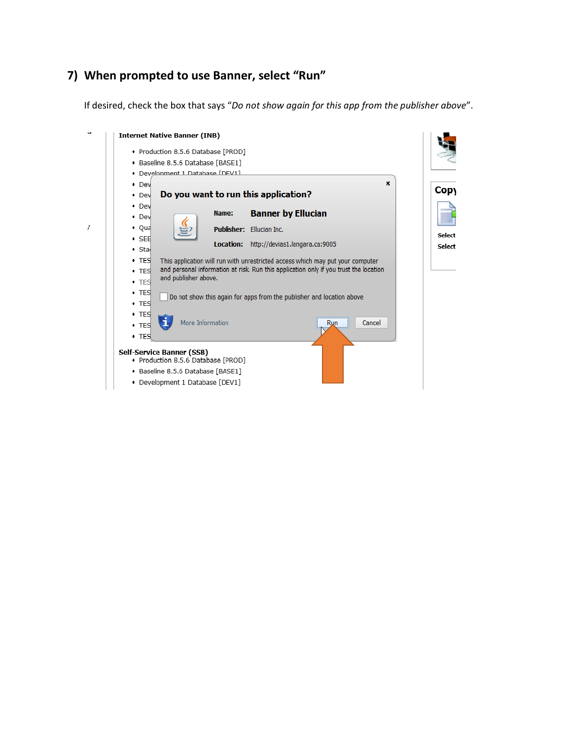## 7) When prompted to use Banner, select “Run”

If desired, check the box that says “*Do not show again for this app from the publisher above*”.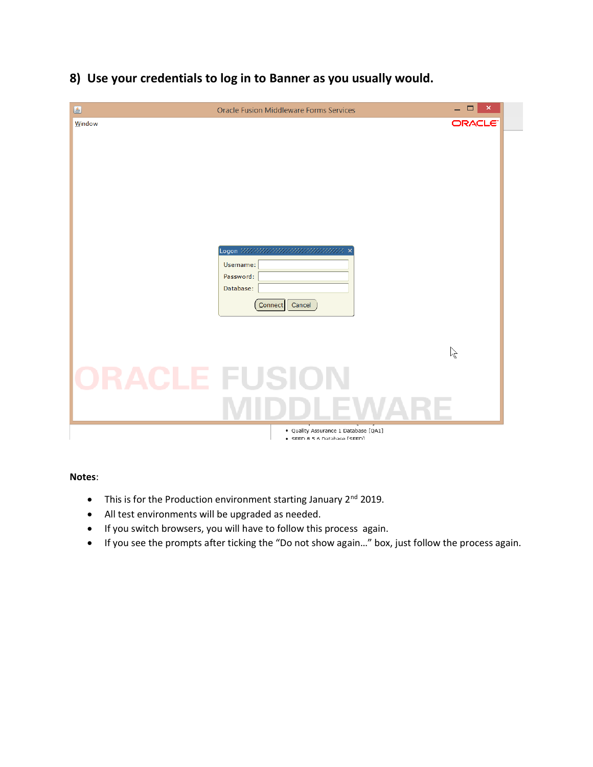## 8) Use your credentials to log in to Banner as you usually would.

**Notes**:

- This is for the Production environment starting January 2nd 2019.
- All test environments will be upgraded as needed.
- If you switch browsers, you will have to follow this process again.
- If you see the prompts after ticking the “Do not show again…” box, just follow the process again.